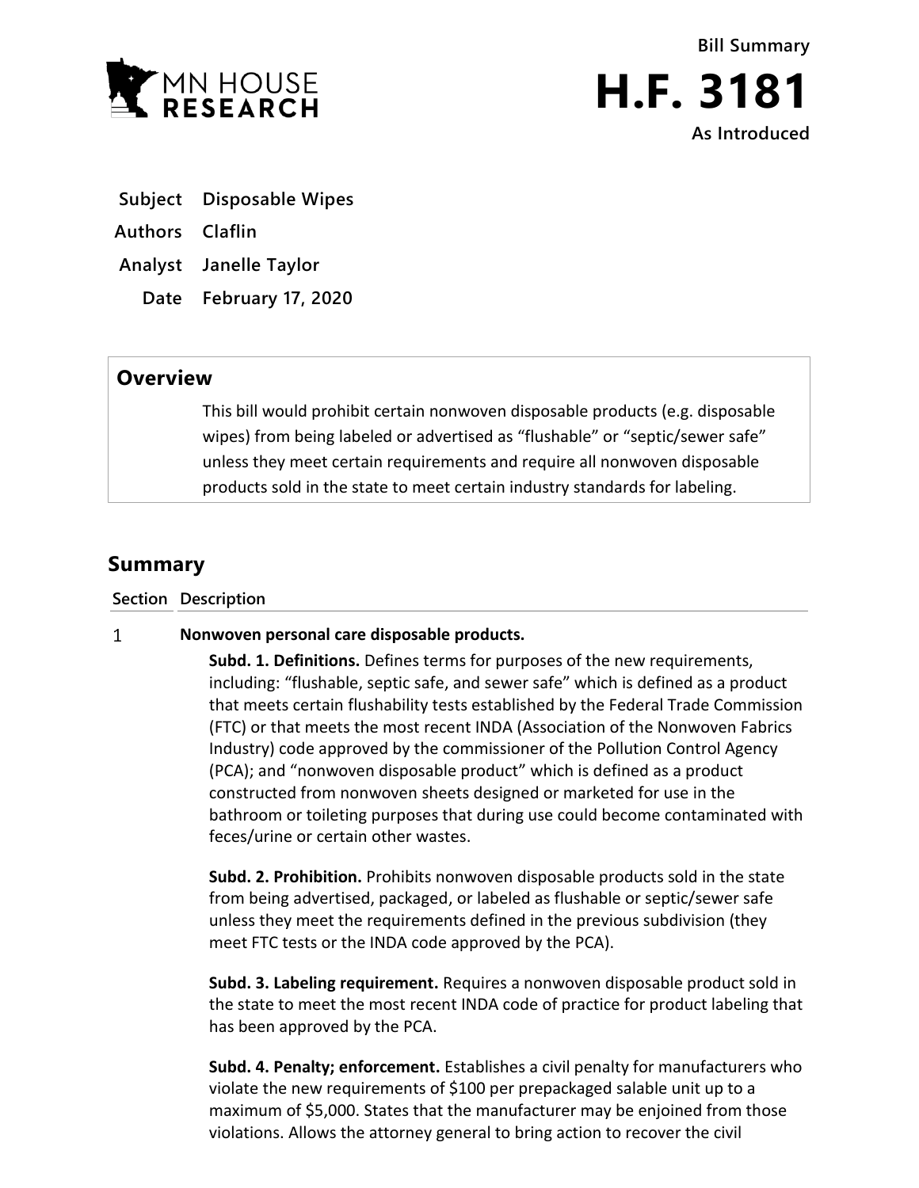MN HOUSE RESEARCH

Bill Summary

# H.F. 3181

As Introduced

**Subject** Disposable Wipes

**Authors** Claflin

**Analyst** Janelle Taylor

**Date** February 17, 2020

## Overview

This bill would prohibit certain nonwoven disposable products (e.g. disposable wipes) from being labeled or advertised as "flushable" or "septic/sewer safe" unless they meet certain requirements and require all nonwoven disposable products sold in the state to meet certain industry standards for labeling.

## Summary

| Section | Description |
|---|---|
| 1 | **Nonwoven personal care disposable products.** |

**Subd. 1. Definitions.** Defines terms for purposes of the new requirements, including: "flushable, septic safe, and sewer safe" which is defined as a product that meets certain flushability tests established by the Federal Trade Commission (FTC) or that meets the most recent INDA (Association of the Nonwoven Fabrics Industry) code approved by the commissioner of the Pollution Control Agency (PCA); and "nonwoven disposable product" which is defined as a product constructed from nonwoven sheets designed or marketed for use in the bathroom or toileting purposes that during use could become contaminated with feces/urine or certain other wastes.

**Subd. 2. Prohibition.** Prohibits nonwoven disposable products sold in the state from being advertised, packaged, or labeled as flushable or septic/sewer safe unless they meet the requirements defined in the previous subdivision (they meet FTC tests or the INDA code approved by the PCA).

**Subd. 3. Labeling requirement.** Requires a nonwoven disposable product sold in the state to meet the most recent INDA code of practice for product labeling that has been approved by the PCA.

**Subd. 4. Penalty; enforcement.** Establishes a civil penalty for manufacturers who violate the new requirements of $100 per prepackaged salable unit up to a maximum of $5,000. States that the manufacturer may be enjoined from those violations. Allows the attorney general to bring action to recover the civil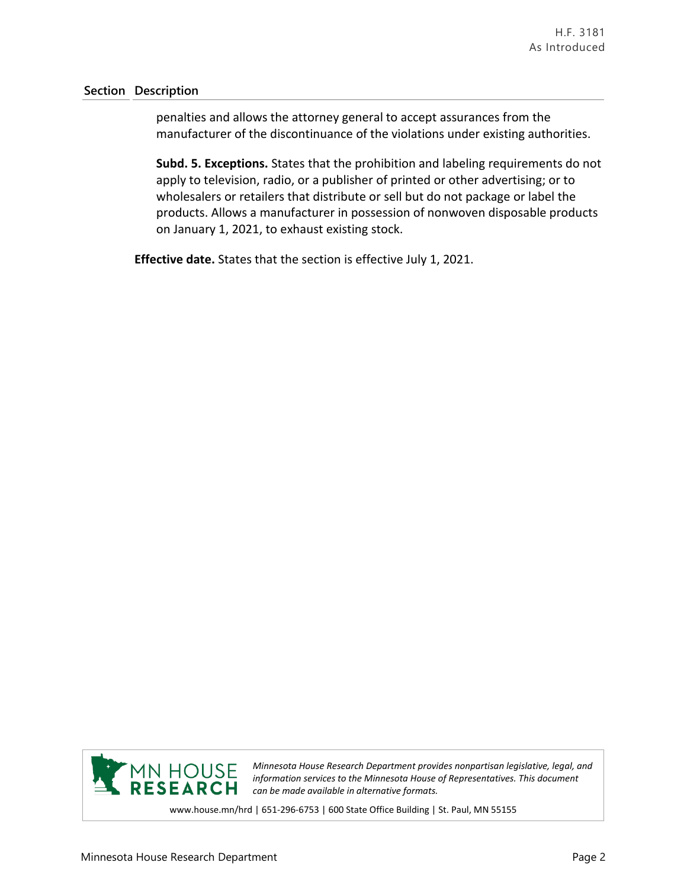| Section | Description |
| --- | --- |
| | penalties and allows the attorney general to accept assurances from the manufacturer of the discontinuance of the violations under existing authorities. |
| | **Subd. 5. Exceptions.** States that the prohibition and labeling requirements do not apply to television, radio, or a publisher of printed or other advertising; or to wholesalers or retailers that distribute or sell but do not package or label the products. Allows a manufacturer in possession of nonwoven disposable products on January 1, 2021, to exhaust existing stock. |
| | **Effective date.** States that the section is effective July 1, 2021. |

MN HOUSE RESEARCH

*Minnesota House Research Department provides nonpartisan legislative, legal, and information services to the Minnesota House of Representatives. This document can be made available in alternative formats.*

www.house.mn/hrd | 651-296-6753 | 600 State Office Building | St. Paul, MN 55155